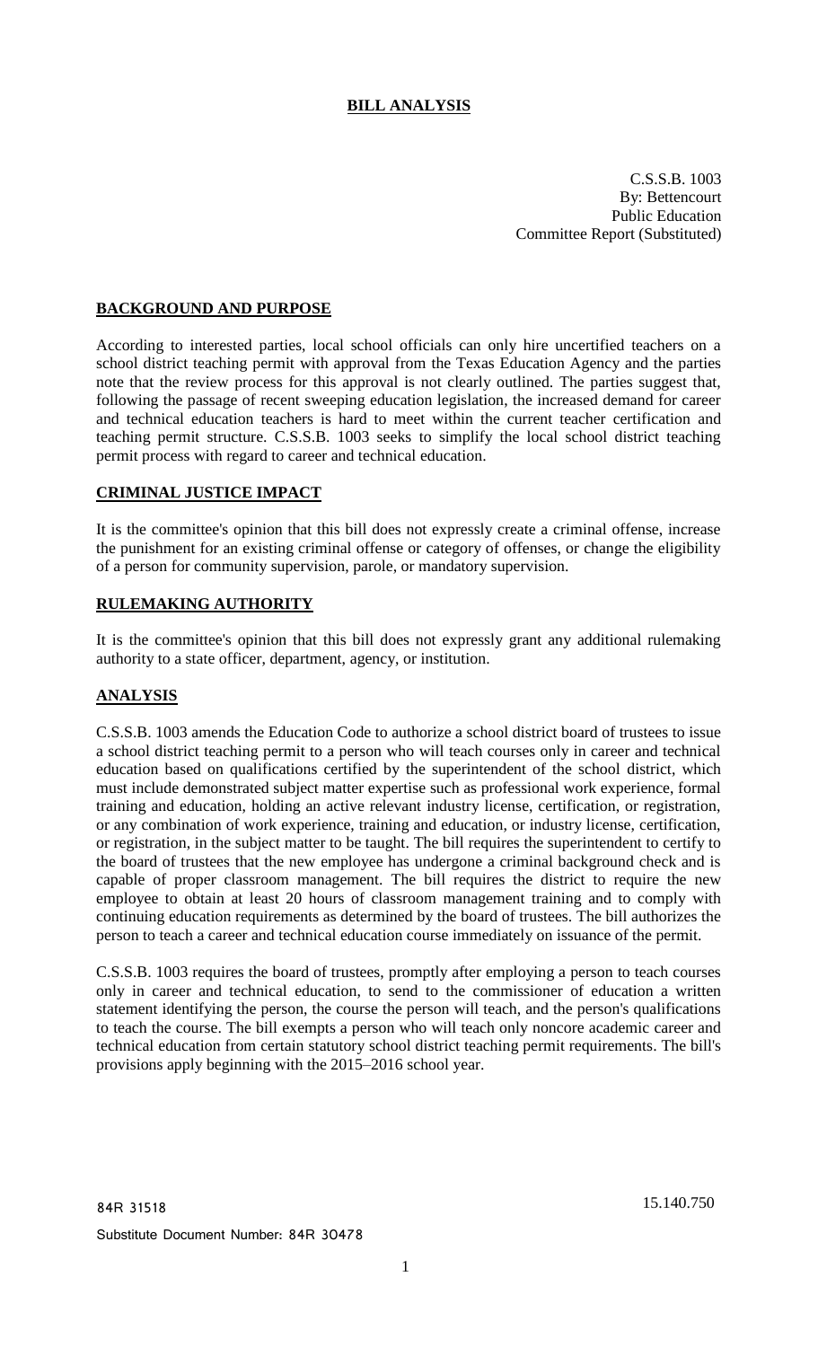# BILL ANALYSIS

C.S.S.B. 1003
By: Bettencourt
Public Education
Committee Report (Substituted)

## BACKGROUND AND PURPOSE

According to interested parties, local school officials can only hire uncertified teachers on a school district teaching permit with approval from the Texas Education Agency and the parties note that the review process for this approval is not clearly outlined. The parties suggest that, following the passage of recent sweeping education legislation, the increased demand for career and technical education teachers is hard to meet within the current teacher certification and teaching permit structure. C.S.S.B. 1003 seeks to simplify the local school district teaching permit process with regard to career and technical education.

## CRIMINAL JUSTICE IMPACT

It is the committee's opinion that this bill does not expressly create a criminal offense, increase the punishment for an existing criminal offense or category of offenses, or change the eligibility of a person for community supervision, parole, or mandatory supervision.

## RULEMAKING AUTHORITY

It is the committee's opinion that this bill does not expressly grant any additional rulemaking authority to a state officer, department, agency, or institution.

## ANALYSIS

C.S.S.B. 1003 amends the Education Code to authorize a school district board of trustees to issue a school district teaching permit to a person who will teach courses only in career and technical education based on qualifications certified by the superintendent of the school district, which must include demonstrated subject matter expertise such as professional work experience, formal training and education, holding an active relevant industry license, certification, or registration, or any combination of work experience, training and education, or industry license, certification, or registration, in the subject matter to be taught. The bill requires the superintendent to certify to the board of trustees that the new employee has undergone a criminal background check and is capable of proper classroom management. The bill requires the district to require the new employee to obtain at least 20 hours of classroom management training and to comply with continuing education requirements as determined by the board of trustees. The bill authorizes the person to teach a career and technical education course immediately on issuance of the permit.

C.S.S.B. 1003 requires the board of trustees, promptly after employing a person to teach courses only in career and technical education, to send to the commissioner of education a written statement identifying the person, the course the person will teach, and the person's qualifications to teach the course. The bill exempts a person who will teach only noncore academic career and technical education from certain statutory school district teaching permit requirements. The bill's provisions apply beginning with the 2015–2016 school year.

84R 31518

Substitute Document Number: 84R 30478

15.140.750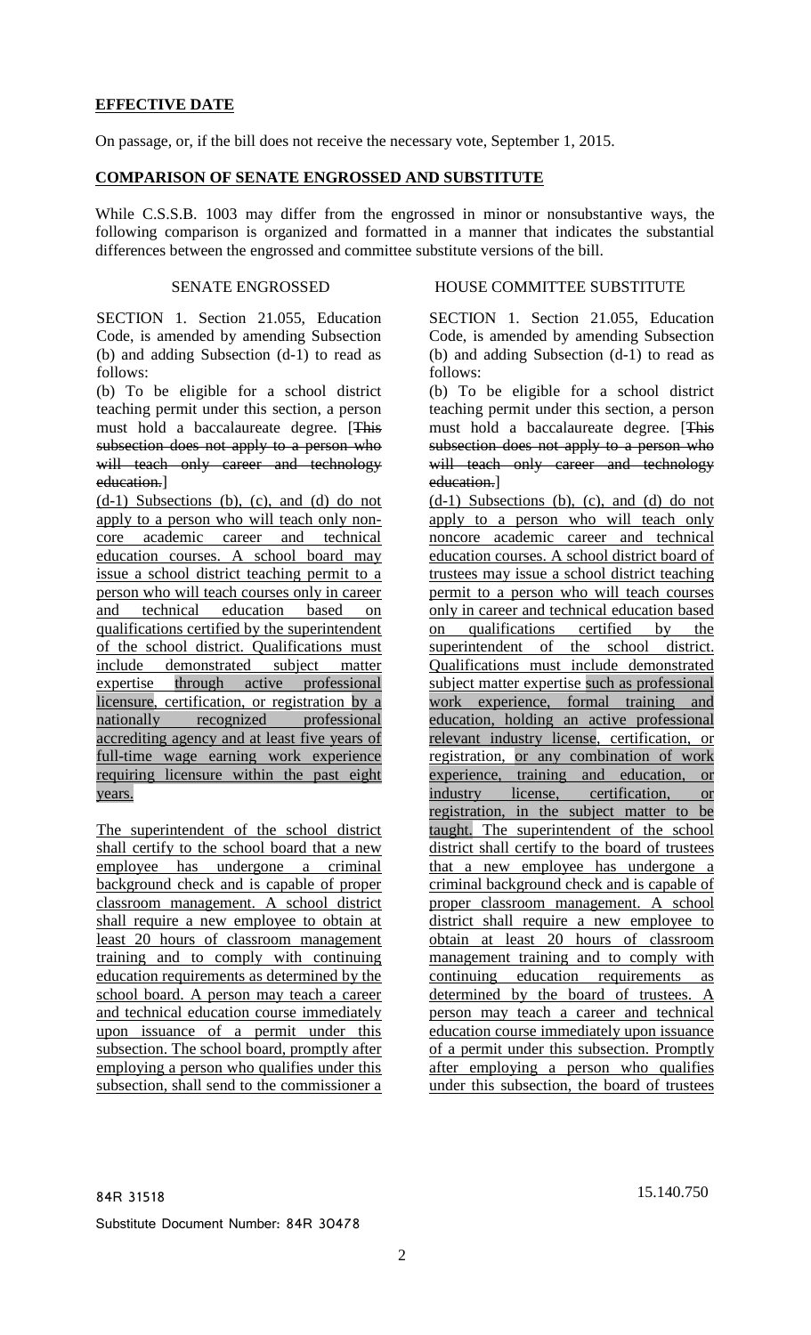**EFFECTIVE DATE**

On passage, or, if the bill does not receive the necessary vote, September 1, 2015.

**COMPARISON OF SENATE ENGROSSED AND SUBSTITUTE**

While C.S.S.B. 1003 may differ from the engrossed in minor or nonsubstantive ways, the following comparison is organized and formatted in a manner that indicates the substantial differences between the engrossed and committee substitute versions of the bill.

| SENATE ENGROSSED | HOUSE COMMITTEE SUBSTITUTE |
|---|---|
| SECTION 1. Section 21.055, Education Code, is amended by amending Subsection (b) and adding Subsection (d-1) to read as follows: | SECTION 1. Section 21.055, Education Code, is amended by amending Subsection (b) and adding Subsection (d-1) to read as follows: |
| (b) To be eligible for a school district teaching permit under this section, a person must hold a baccalaureate degree. [~~This subsection does not apply to a person who will teach only career and technology education.~~] | (b) To be eligible for a school district teaching permit under this section, a person must hold a baccalaureate degree. [~~This subsection does not apply to a person who will teach only career and technology education.~~] |
| <u>(d-1) Subsections (b), (c), and (d) do not apply to a person who will teach only non-core academic career and technical education courses. A school board may issue a school district teaching permit to a person who will teach courses only in career and technical education based on qualifications certified by the superintendent of the school district. Qualifications must include demonstrated subject matter expertise through active professional licensure, certification, or registration by a nationally recognized professional accrediting agency and at least five years of full-time wage earning work experience requiring licensure within the past eight years.</u> | <u>(d-1) Subsections (b), (c), and (d) do not apply to a person who will teach only noncore academic career and technical education courses. A school district board of trustees may issue a school district teaching permit to a person who will teach courses only in career and technical education based on qualifications certified by the superintendent of the school district. Qualifications must include demonstrated subject matter expertise such as professional work experience, formal training and education, holding an active professional relevant industry license, certification, or registration, or any combination of work experience, training and education, or industry license, certification, or registration, in the subject matter to be taught. The superintendent of the school district shall certify to the board of trustees that a new employee has undergone a criminal background check and is capable of proper classroom management. A school district shall require a new employee to obtain at least 20 hours of classroom management training and to comply with continuing education requirements as determined by the board of trustees. A person may teach a career and technical education course immediately upon issuance of a permit under this subsection. Promptly after employing a person who qualifies under this subsection, the board of trustees</u> |
| <u>The superintendent of the school district shall certify to the school board that a new employee has undergone a criminal background check and is capable of proper classroom management. A school district shall require a new employee to obtain at least 20 hours of classroom management training and to comply with continuing education requirements as determined by the school board. A person may teach a career and technical education course immediately upon issuance of a permit under this subsection. The school board, promptly after employing a person who qualifies under this subsection, shall send to the commissioner a</u> | |

84R 31518 15.140.750

Substitute Document Number: 84R 30478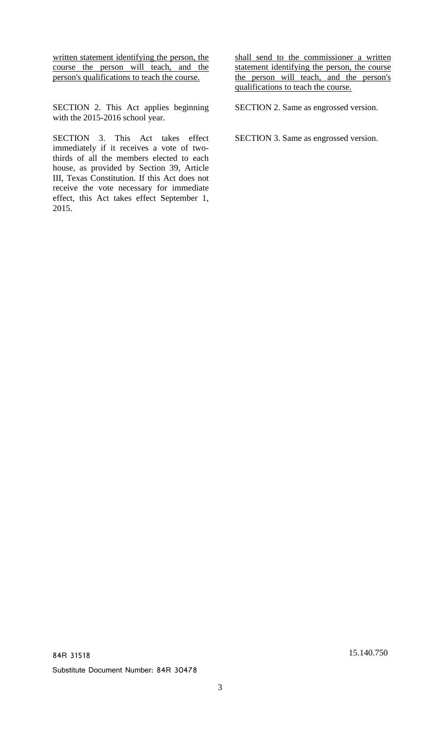| | |
|---|---|
| written statement identifying the person, the course the person will teach, and the person's qualifications to teach the course. | shall send to the commissioner a written statement identifying the person, the course the person will teach, and the person's qualifications to teach the course. |
| SECTION 2. This Act applies beginning with the 2015-2016 school year. | SECTION 2. Same as engrossed version. |
| SECTION 3. This Act takes effect immediately if it receives a vote of two-thirds of all the members elected to each house, as provided by Section 39, Article III, Texas Constitution. If this Act does not receive the vote necessary for immediate effect, this Act takes effect September 1, 2015. | SECTION 3. Same as engrossed version. |

84R 31518

15.140.750

Substitute Document Number: 84R 30478